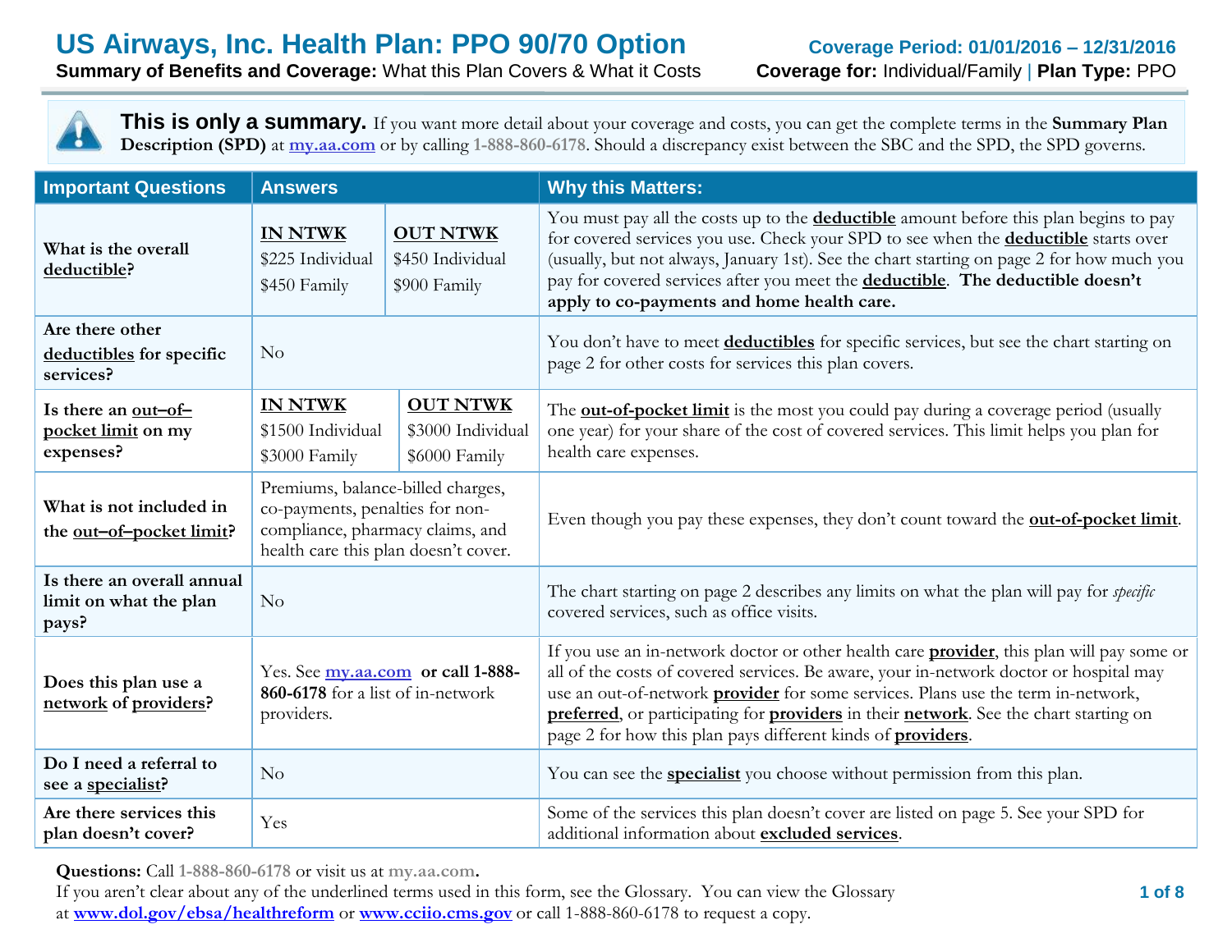# US Airways, Inc. Health Plan: PPO 90/70 Option

**Coverage Period: 01/01/2016 – 12/31/2016**

**Summary of Benefits and Coverage:** What this Plan Covers & What it Costs

**Coverage for:** Individual/Family | **Plan Type:** PPO

**This is only a summary.** If you want more detail about your coverage and costs, you can get the complete terms in the **Summary Plan Description (SPD)** at my.aa.com or by calling 1-888-860-6178. Should a discrepancy exist between the SBC and the SPD, the SPD governs.

| Important Questions | Answers | Why this Matters: |
|---|---|---|
| **What is the overall deductible?** | **IN NTWK** $225 Individual, $450 Family; **OUT NTWK** $450 Individual, $900 Family | You must pay all the costs up to the **deductible** amount before this plan begins to pay for covered services you use. Check your SPD to see when the **deductible** starts over (usually, but not always, January 1st). See the chart starting on page 2 for how much you pay for covered services after you meet the **deductible**. **The deductible doesn't apply to co-payments and home health care.** |
| **Are there other deductibles for specific services?** | No | You don't have to meet **deductibles** for specific services, but see the chart starting on page 2 for other costs for services this plan covers. |
| **Is there an out–of–pocket limit on my expenses?** | **IN NTWK** $1500 Individual, $3000 Family; **OUT NTWK** $3000 Individual, $6000 Family | The **out-of-pocket limit** is the most you could pay during a coverage period (usually one year) for your share of the cost of covered services. This limit helps you plan for health care expenses. |
| **What is not included in the out–of–pocket limit?** | Premiums, balance-billed charges, co-payments, penalties for non-compliance, pharmacy claims, and health care this plan doesn't cover. | Even though you pay these expenses, they don't count toward the **out-of-pocket limit**. |
| **Is there an overall annual limit on what the plan pays?** | No | The chart starting on page 2 describes any limits on what the plan will pay for *specific* covered services, such as office visits. |
| **Does this plan use a network of providers?** | Yes. See my.aa.com **or call 1-888-860-6178** for a list of in-network providers. | If you use an in-network doctor or other health care **provider**, this plan will pay some or all of the costs of covered services. Be aware, your in-network doctor or hospital may use an out-of-network **provider** for some services. Plans use the term in-network, **preferred**, or participating for **providers** in their **network**. See the chart starting on page 2 for how this plan pays different kinds of **providers**. |
| **Do I need a referral to see a specialist?** | No | You can see the **specialist** you choose without permission from this plan. |
| **Are there services this plan doesn't cover?** | Yes | Some of the services this plan doesn't cover are listed on page 5. See your SPD for additional information about **excluded services**. |

**Questions:** Call 1-888-860-6178 or visit us at **my.aa.com.**
If you aren't clear about any of the underlined terms used in this form, see the Glossary. You can view the Glossary at www.dol.gov/ebsa/healthreform or www.cciio.cms.gov or call 1-888-860-6178 to request a copy.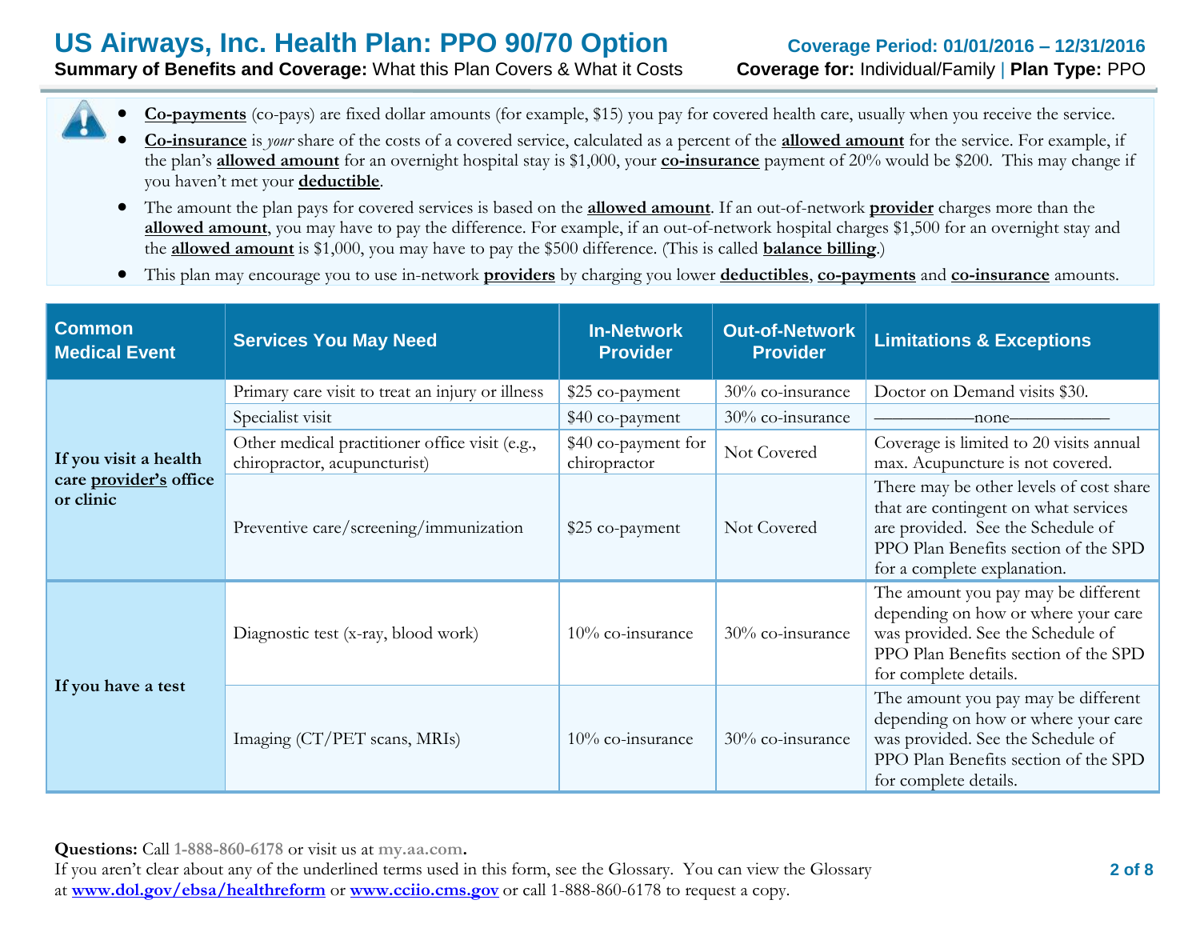# US Airways, Inc. Health Plan: PPO 90/70 Option

**Coverage Period: 01/01/2016 – 12/31/2016**

**Summary of Benefits and Coverage:** What this Plan Covers & What it Costs

**Coverage for:** Individual/Family | **Plan Type:** PPO

- **Co-payments** (co-pays) are fixed dollar amounts (for example, $15) you pay for covered health care, usually when you receive the service.
- **Co-insurance** is *your* share of the costs of a covered service, calculated as a percent of the **allowed amount** for the service. For example, if the plan's **allowed amount** for an overnight hospital stay is $1,000, your **co-insurance** payment of 20% would be $200. This may change if you haven't met your **deductible**.
- The amount the plan pays for covered services is based on the **allowed amount**. If an out-of-network **provider** charges more than the **allowed amount**, you may have to pay the difference. For example, if an out-of-network hospital charges $1,500 for an overnight stay and the **allowed amount** is $1,000, you may have to pay the $500 difference. (This is called **balance billing**.)
- This plan may encourage you to use in-network **providers** by charging you lower **deductibles**, **co-payments** and **co-insurance** amounts.

| Common Medical Event | Services You May Need | In-Network Provider | Out-of-Network Provider | Limitations & Exceptions |
|---|---|---|---|---|
| **If you visit a health care provider's office or clinic** | Primary care visit to treat an injury or illness | $25 co-payment | 30% co-insurance | Doctor on Demand visits $30. |
| | Specialist visit | $40 co-payment | 30% co-insurance | ——————none—————— |
| | Other medical practitioner office visit (e.g., chiropractor, acupuncturist) | $40 co-payment for chiropractor | Not Covered | Coverage is limited to 20 visits annual max. Acupuncture is not covered. |
| | Preventive care/screening/immunization | $25 co-payment | Not Covered | There may be other levels of cost share that are contingent on what services are provided. See the Schedule of PPO Plan Benefits section of the SPD for a complete explanation. |
| **If you have a test** | Diagnostic test (x-ray, blood work) | 10% co-insurance | 30% co-insurance | The amount you pay may be different depending on how or where your care was provided. See the Schedule of PPO Plan Benefits section of the SPD for complete details. |
| | Imaging (CT/PET scans, MRIs) | 10% co-insurance | 30% co-insurance | The amount you pay may be different depending on how or where your care was provided. See the Schedule of PPO Plan Benefits section of the SPD for complete details. |

**Questions:** Call **1-888-860-6178** or visit us at **my.aa.com.**

If you aren't clear about any of the underlined terms used in this form, see the Glossary. You can view the Glossary at **www.dol.gov/ebsa/healthreform** or **www.cciio.cms.gov** or call 1-888-860-6178 to request a copy.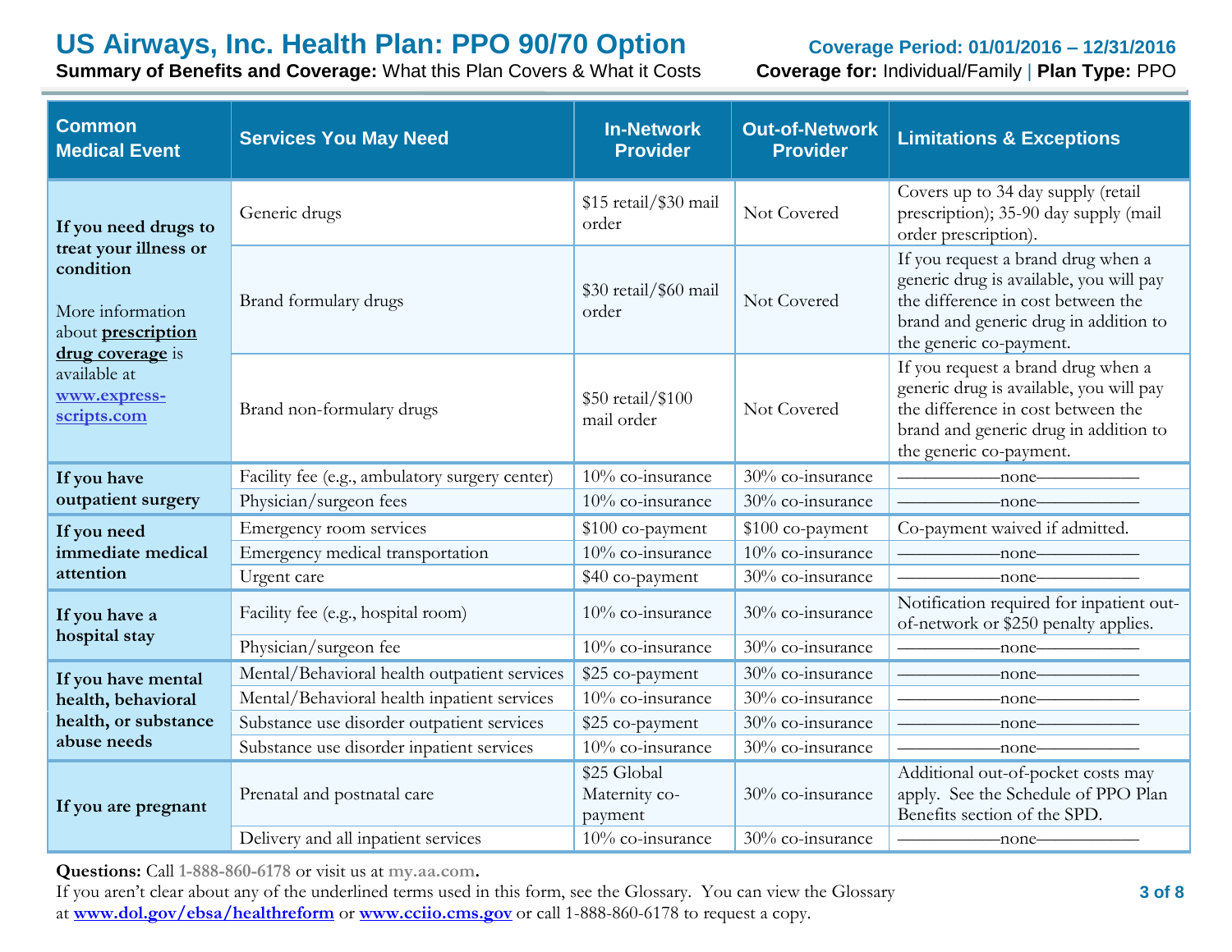# US Airways, Inc. Health Plan: PPO 90/70 Option

**Coverage Period: 01/01/2016 – 12/31/2016**

**Summary of Benefits and Coverage:** What this Plan Covers & What it Costs

**Coverage for:** Individual/Family | **Plan Type:** PPO

| Common Medical Event | Services You May Need | In-Network Provider | Out-of-Network Provider | Limitations & Exceptions |
|---|---|---|---|---|
| **If you need drugs to treat your illness or condition**<br><br>More information about **prescription drug coverage** is available at **www.express-scripts.com** | Generic drugs | $15 retail/$30 mail order | Not Covered | Covers up to 34 day supply (retail prescription); 35-90 day supply (mail order prescription). |
| | Brand formulary drugs | $30 retail/$60 mail order | Not Covered | If you request a brand drug when a generic drug is available, you will pay the difference in cost between the brand and generic drug in addition to the generic co-payment. |
| | Brand non-formulary drugs | $50 retail/$100 mail order | Not Covered | If you request a brand drug when a generic drug is available, you will pay the difference in cost between the brand and generic drug in addition to the generic co-payment. |
| **If you have outpatient surgery** | Facility fee (e.g., ambulatory surgery center) | 10% co-insurance | 30% co-insurance | ——————none—————— |
| | Physician/surgeon fees | 10% co-insurance | 30% co-insurance | ——————none—————— |
| **If you need immediate medical attention** | Emergency room services | $100 co-payment | $100 co-payment | Co-payment waived if admitted. |
| | Emergency medical transportation | 10% co-insurance | 10% co-insurance | ——————none—————— |
| | Urgent care | $40 co-payment | 30% co-insurance | ——————none—————— |
| **If you have a hospital stay** | Facility fee (e.g., hospital room) | 10% co-insurance | 30% co-insurance | Notification required for inpatient out-of-network or $250 penalty applies. |
| | Physician/surgeon fee | 10% co-insurance | 30% co-insurance | ——————none—————— |
| **If you have mental health, behavioral health, or substance abuse needs** | Mental/Behavioral health outpatient services | $25 co-payment | 30% co-insurance | ——————none—————— |
| | Mental/Behavioral health inpatient services | 10% co-insurance | 30% co-insurance | ——————none—————— |
| | Substance use disorder outpatient services | $25 co-payment | 30% co-insurance | ——————none—————— |
| | Substance use disorder inpatient services | 10% co-insurance | 30% co-insurance | ——————none—————— |
| **If you are pregnant** | Prenatal and postnatal care | $25 Global Maternity co-payment | 30% co-insurance | Additional out-of-pocket costs may apply. See the Schedule of PPO Plan Benefits section of the SPD. |
| | Delivery and all inpatient services | 10% co-insurance | 30% co-insurance | ——————none—————— |

**Questions:** Call **1-888-860-6178** or visit us at **my.aa.com.**

If you aren't clear about any of the underlined terms used in this form, see the Glossary. You can view the Glossary at **www.dol.gov/ebsa/healthreform** or **www.cciio.cms.gov** or call 1-888-860-6178 to request a copy.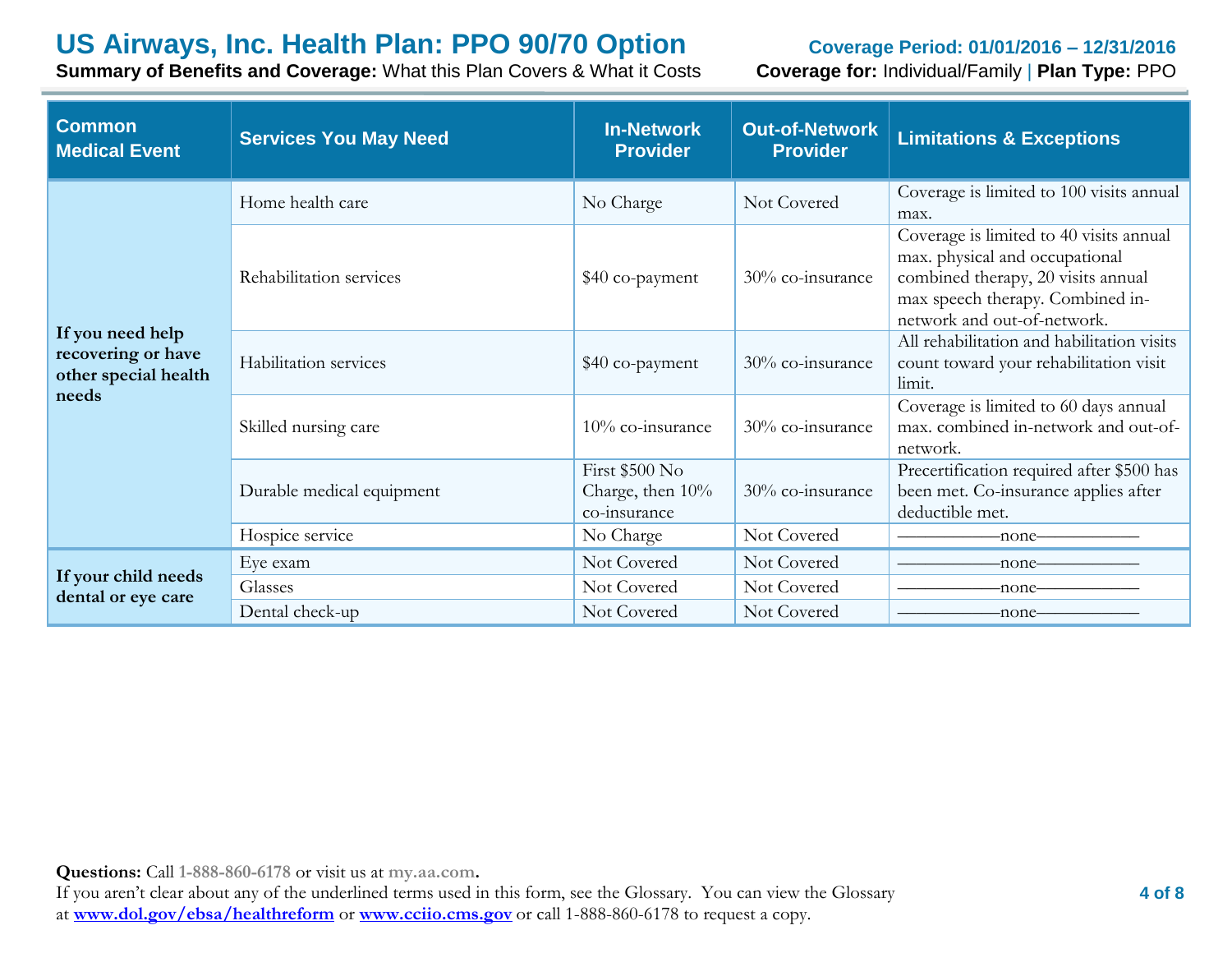| Common Medical Event | Services You May Need | In-Network Provider | Out-of-Network Provider | Limitations & Exceptions |
|---|---|---|---|---|
| If you need help recovering or have other special health needs | Home health care | No Charge | Not Covered | Coverage is limited to 100 visits annual max. |
| | Rehabilitation services | $40 co-payment | 30% co-insurance | Coverage is limited to 40 visits annual max. physical and occupational combined therapy, 20 visits annual max speech therapy. Combined in-network and out-of-network. |
| | Habilitation services | $40 co-payment | 30% co-insurance | All rehabilitation and habilitation visits count toward your rehabilitation visit limit. |
| | Skilled nursing care | 10% co-insurance | 30% co-insurance | Coverage is limited to 60 days annual max. combined in-network and out-of-network. |
| | Durable medical equipment | First $500 No Charge, then 10% co-insurance | 30% co-insurance | Precertification required after $500 has been met. Co-insurance applies after deductible met. |
| | Hospice service | No Charge | Not Covered | ——————none—————— |
| If your child needs dental or eye care | Eye exam | Not Covered | Not Covered | ——————none—————— |
| | Glasses | Not Covered | Not Covered | ——————none—————— |
| | Dental check-up | Not Covered | Not Covered | ——————none—————— |

**Questions:** Call **1-888-860-6178** or visit us at **my.aa.com**.
If you aren't clear about any of the underlined terms used in this form, see the Glossary. You can view the Glossary at **www.dol.gov/ebsa/healthreform** or **www.cciio.cms.gov** or call 1-888-860-6178 to request a copy.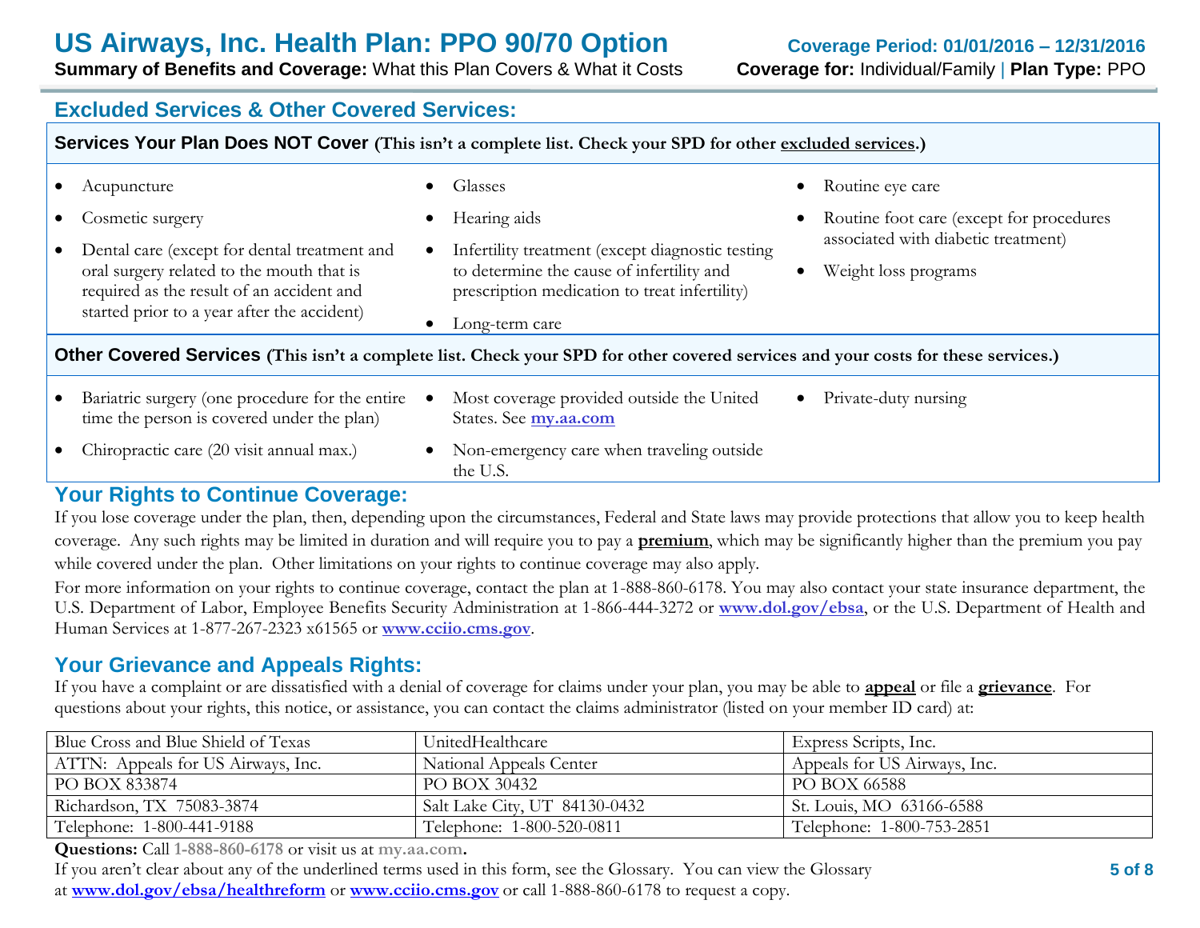## Excluded Services & Other Covered Services:

**Services Your Plan Does NOT Cover** (This isn't a complete list. Check your SPD for other excluded services.)

- Acupuncture
- Cosmetic surgery
- Dental care (except for dental treatment and oral surgery related to the mouth that is required as the result of an accident and started prior to a year after the accident)
- Glasses
- Hearing aids
- Infertility treatment (except diagnostic testing to determine the cause of infertility and prescription medication to treat infertility)
- Long-term care
- Routine eye care
- Routine foot care (except for procedures associated with diabetic treatment)
- Weight loss programs

**Other Covered Services** (This isn't a complete list. Check your SPD for other covered services and your costs for these services.)

- Bariatric surgery (one procedure for the entire time the person is covered under the plan)
- Chiropractic care (20 visit annual max.)
- Most coverage provided outside the United States. See my.aa.com
- Non-emergency care when traveling outside the U.S.
- Private-duty nursing

## Your Rights to Continue Coverage:

If you lose coverage under the plan, then, depending upon the circumstances, Federal and State laws may provide protections that allow you to keep health coverage. Any such rights may be limited in duration and will require you to pay a **premium**, which may be significantly higher than the premium you pay while covered under the plan. Other limitations on your rights to continue coverage may also apply.

For more information on your rights to continue coverage, contact the plan at 1-888-860-6178. You may also contact your state insurance department, the U.S. Department of Labor, Employee Benefits Security Administration at 1-866-444-3272 or www.dol.gov/ebsa, or the U.S. Department of Health and Human Services at 1-877-267-2323 x61565 or www.cciio.cms.gov.

## Your Grievance and Appeals Rights:

If you have a complaint or are dissatisfied with a denial of coverage for claims under your plan, you may be able to **appeal** or file a **grievance**. For questions about your rights, this notice, or assistance, you can contact the claims administrator (listed on your member ID card) at:

| Blue Cross and Blue Shield of Texas | UnitedHealthcare | Express Scripts, Inc. |
|---|---|---|
| ATTN: Appeals for US Airways, Inc. | National Appeals Center | Appeals for US Airways, Inc. |
| PO BOX 833874 | PO BOX 30432 | PO BOX 66588 |
| Richardson, TX 75083-3874 | Salt Lake City, UT 84130-0432 | St. Louis, MO 63166-6588 |
| Telephone: 1-800-441-9188 | Telephone: 1-800-520-0811 | Telephone: 1-800-753-2851 |

**Questions:** Call **1-888-860-6178** or visit us at **my.aa.com.**

If you aren't clear about any of the underlined terms used in this form, see the Glossary. You can view the Glossary at **www.dol.gov/ebsa/healthreform** or **www.cciio.cms.gov** or call 1-888-860-6178 to request a copy.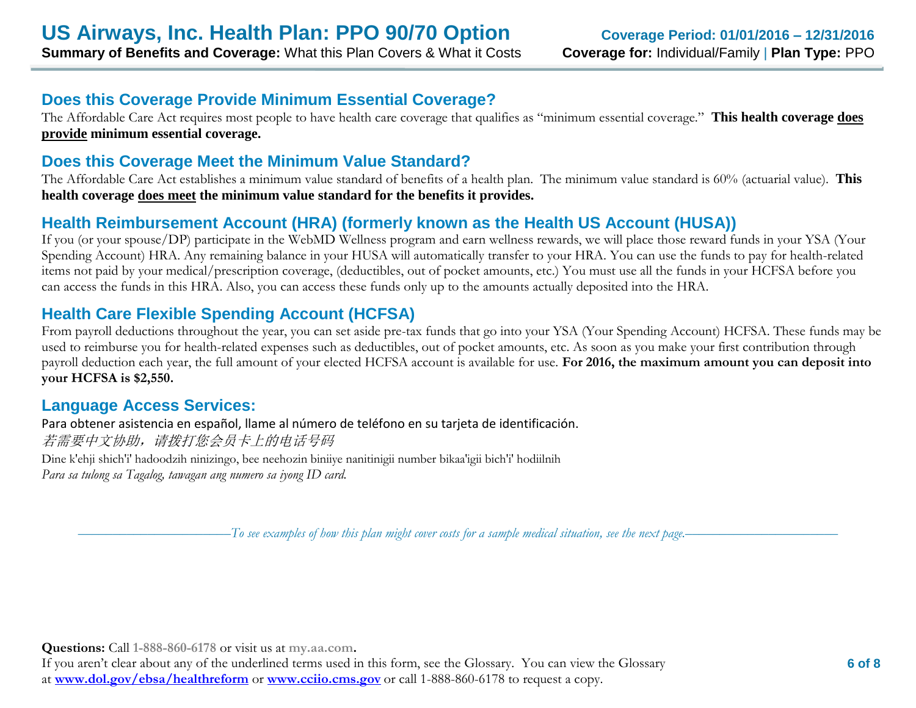## Does this Coverage Provide Minimum Essential Coverage?

The Affordable Care Act requires most people to have health care coverage that qualifies as "minimum essential coverage." **This health coverage does provide minimum essential coverage.**

## Does this Coverage Meet the Minimum Value Standard?

The Affordable Care Act establishes a minimum value standard of benefits of a health plan. The minimum value standard is 60% (actuarial value). **This health coverage does meet the minimum value standard for the benefits it provides.**

## Health Reimbursement Account (HRA) (formerly known as the Health US Account (HUSA))

If you (or your spouse/DP) participate in the WebMD Wellness program and earn wellness rewards, we will place those reward funds in your YSA (Your Spending Account) HRA. Any remaining balance in your HUSA will automatically transfer to your HRA. You can use the funds to pay for health-related items not paid by your medical/prescription coverage, (deductibles, out of pocket amounts, etc.) You must use all the funds in your HCFSA before you can access the funds in this HRA. Also, you can access these funds only up to the amounts actually deposited into the HRA.

## Health Care Flexible Spending Account (HCFSA)

From payroll deductions throughout the year, you can set aside pre-tax funds that go into your YSA (Your Spending Account) HCFSA. These funds may be used to reimburse you for health-related expenses such as deductibles, out of pocket amounts, etc. As soon as you make your first contribution through payroll deduction each year, the full amount of your elected HCFSA account is available for use. **For 2016, the maximum amount you can deposit into your HCFSA is $2,550.**

## Language Access Services:

Para obtener asistencia en español, llame al número de teléfono en su tarjeta de identificación.

*若需要中文协助，请拨打您会员卡上的电话号码*

Dine k'ehji shich'i' hadoodzih ninizingo, bee neehozin biniiye nanitinigii number bikaa'igii bich'i' hodiilnih

*Para sa tulong sa Tagalog, tawagan ang numero sa iyong ID card.*

*To see examples of how this plan might cover costs for a sample medical situation, see the next page.*

**Questions:** Call **1-888-860-6178** or visit us at **my.aa.com.**
If you aren't clear about any of the underlined terms used in this form, see the Glossary. You can view the Glossary at **www.dol.gov/ebsa/healthreform** or **www.cciio.cms.gov** or call 1-888-860-6178 to request a copy.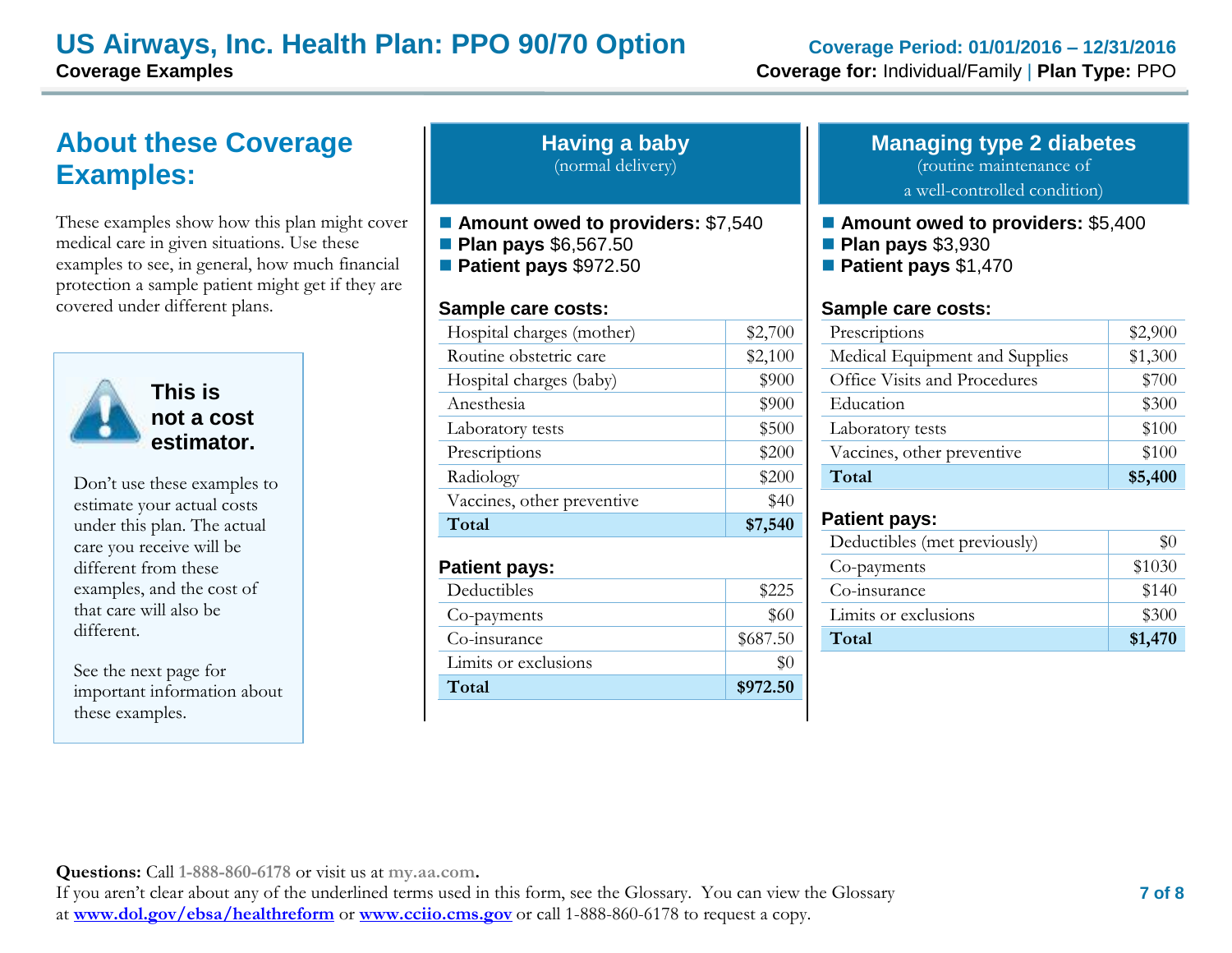# US Airways, Inc. Health Plan: PPO 90/70 Option

**Coverage Examples**

**Coverage Period: 01/01/2016 – 12/31/2016**

**Coverage for:** Individual/Family | **Plan Type:** PPO

## About these Coverage Examples:

These examples show how this plan might cover medical care in given situations. Use these examples to see, in general, how much financial protection a sample patient might get if they are covered under different plans.

**This is not a cost estimator.**

Don't use these examples to estimate your actual costs under this plan. The actual care you receive will be different from these examples, and the cost of that care will also be different.

See the next page for important information about these examples.

## Having a baby

(normal delivery)

- **Amount owed to providers:** $7,540
- **Plan pays** $6,567.50
- **Patient pays** $972.50

**Sample care costs:**

| Sample care costs | |
|---|---|
| Hospital charges (mother) | $2,700 |
| Routine obstetric care | $2,100 |
| Hospital charges (baby) | $900 |
| Anesthesia | $900 |
| Laboratory tests | $500 |
| Prescriptions | $200 |
| Radiology | $200 |
| Vaccines, other preventive | $40 |
| **Total** | **$7,540** |

**Patient pays:**

| Patient pays | |
|---|---|
| Deductibles | $225 |
| Co-payments | $60 |
| Co-insurance | $687.50 |
| Limits or exclusions | $0 |
| **Total** | **$972.50** |

## Managing type 2 diabetes

(routine maintenance of a well-controlled condition)

- **Amount owed to providers:** $5,400
- **Plan pays** $3,930
- **Patient pays** $1,470

**Sample care costs:**

| Sample care costs | |
|---|---|
| Prescriptions | $2,900 |
| Medical Equipment and Supplies | $1,300 |
| Office Visits and Procedures | $700 |
| Education | $300 |
| Laboratory tests | $100 |
| Vaccines, other preventive | $100 |
| **Total** | **$5,400** |

**Patient pays:**

| Patient pays | |
|---|---|
| Deductibles (met previously) | $0 |
| Co-payments | $1030 |
| Co-insurance | $140 |
| Limits or exclusions | $300 |
| **Total** | **$1,470** |

**Questions:** Call 1-888-860-6178 or visit us at my.aa.com.
If you aren't clear about any of the underlined terms used in this form, see the Glossary. You can view the Glossary at www.dol.gov/ebsa/healthreform or www.cciio.cms.gov or call 1-888-860-6178 to request a copy.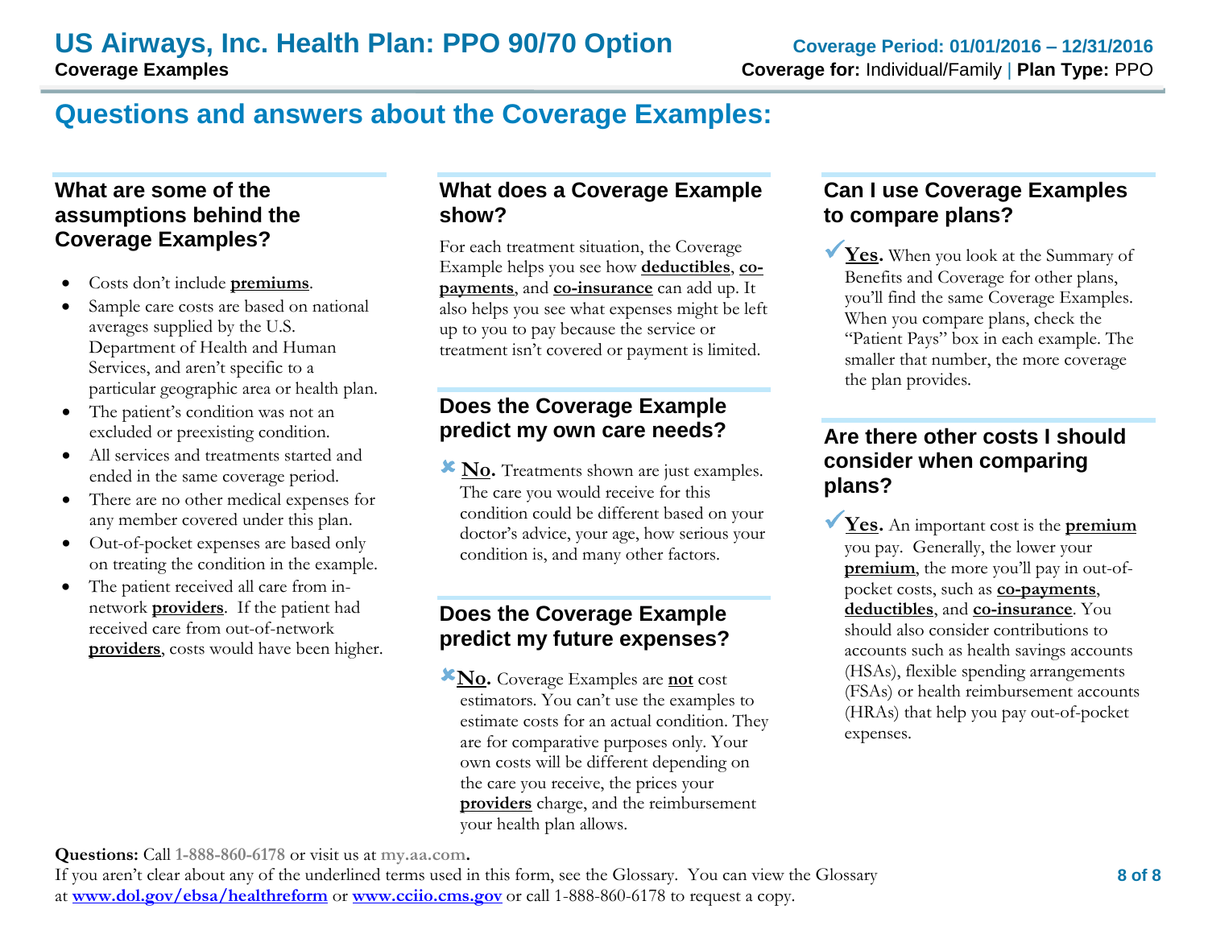## Questions and answers about the Coverage Examples:

### What are some of the assumptions behind the Coverage Examples?

- Costs don't include **premiums**.
- Sample care costs are based on national averages supplied by the U.S. Department of Health and Human Services, and aren't specific to a particular geographic area or health plan.
- The patient's condition was not an excluded or preexisting condition.
- All services and treatments started and ended in the same coverage period.
- There are no other medical expenses for any member covered under this plan.
- Out-of-pocket expenses are based only on treating the condition in the example.
- The patient received all care from in-network **providers**. If the patient had received care from out-of-network **providers**, costs would have been higher.

### What does a Coverage Example show?

For each treatment situation, the Coverage Example helps you see how **deductibles**, **co-payments**, and **co-insurance** can add up. It also helps you see what expenses might be left up to you to pay because the service or treatment isn't covered or payment is limited.

### Does the Coverage Example predict my own care needs?

✖ **No.** Treatments shown are just examples. The care you would receive for this condition could be different based on your doctor's advice, your age, how serious your condition is, and many other factors.

### Does the Coverage Example predict my future expenses?

✖ **No.** Coverage Examples are **not** cost estimators. You can't use the examples to estimate costs for an actual condition. They are for comparative purposes only. Your own costs will be different depending on the care you receive, the prices your **providers** charge, and the reimbursement your health plan allows.

### Can I use Coverage Examples to compare plans?

✔ **Yes.** When you look at the Summary of Benefits and Coverage for other plans, you'll find the same Coverage Examples. When you compare plans, check the "Patient Pays" box in each example. The smaller that number, the more coverage the plan provides.

### Are there other costs I should consider when comparing plans?

✔ **Yes.** An important cost is the **premium** you pay. Generally, the lower your **premium**, the more you'll pay in out-of-pocket costs, such as **co-payments**, **deductibles**, and **co-insurance**. You should also consider contributions to accounts such as health savings accounts (HSAs), flexible spending arrangements (FSAs) or health reimbursement accounts (HRAs) that help you pay out-of-pocket expenses.

**Questions:** Call **1-888-860-6178** or visit us at **my.aa.com.**
If you aren't clear about any of the underlined terms used in this form, see the Glossary. You can view the Glossary at **www.dol.gov/ebsa/healthreform** or **www.cciio.cms.gov** or call 1-888-860-6178 to request a copy.